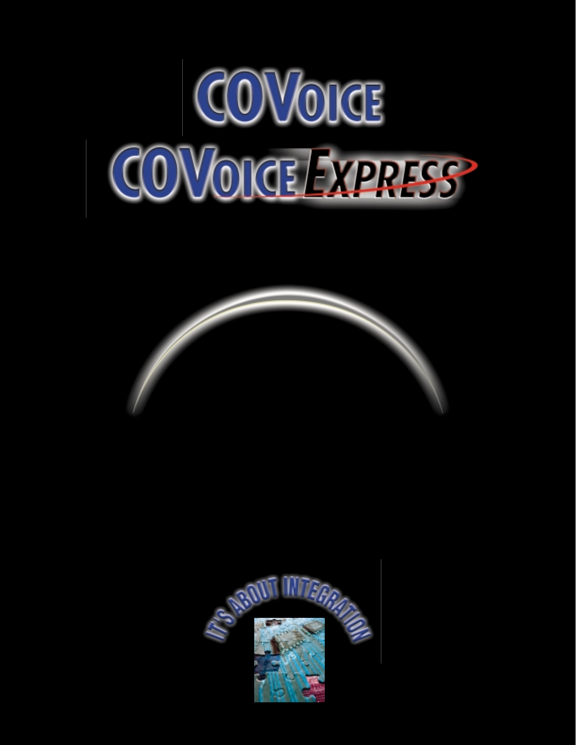# COVoice

# COVoice Express

IT'S ABOUT INTEGRATION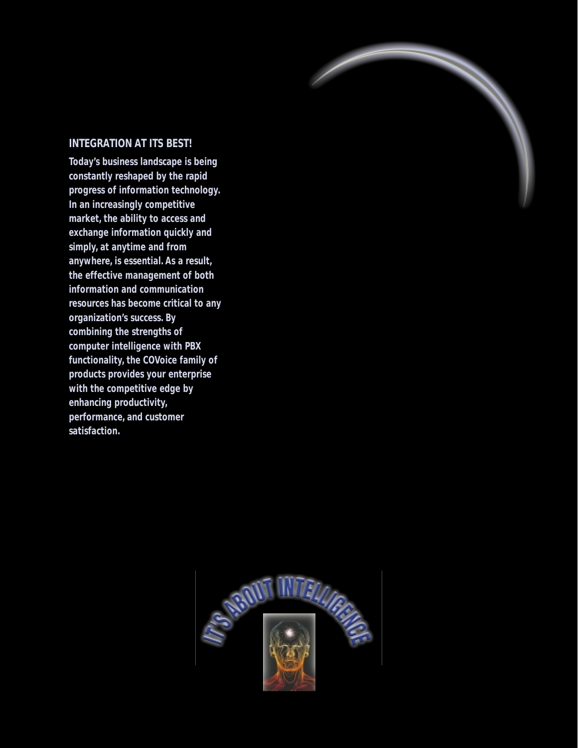## INTEGRATION AT ITS BEST!

Today's business landscape is being constantly reshaped by the rapid progress of information technology. In an increasingly competitive market, the ability to access and exchange information quickly and simply, at anytime and from anywhere, is essential. As a result, the effective management of both information and communication resources has become critical to any organization's success. By combining the strengths of computer intelligence with PBX functionality, the COVoice family of products provides your enterprise with the competitive edge by enhancing productivity, performance, and customer satisfaction.

IT'S ABOUT INTELLIGENCE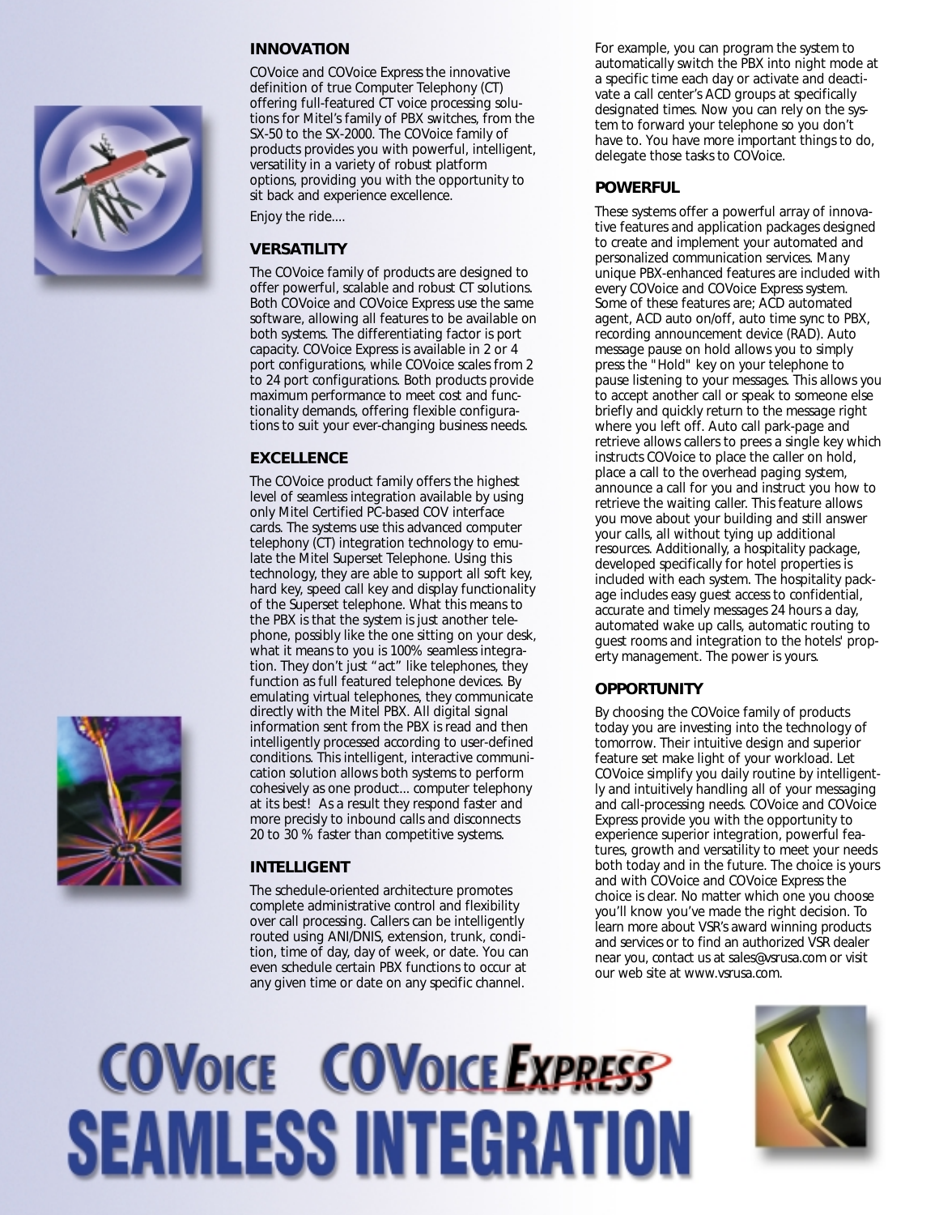## INNOVATION

COVoice and COVoice Express the innovative definition of true Computer Telephony (CT) offering full-featured CT voice processing solutions for Mitel's family of PBX switches, from the SX-50 to the SX-2000. The COVoice family of products provides you with powerful, intelligent, versatility in a variety of robust platform options, providing you with the opportunity to sit back and experience excellence.

Enjoy the ride....

## VERSATILITY

The COVoice family of products are designed to offer powerful, scalable and robust CT solutions. Both COVoice and COVoice Express use the same software, allowing all features to be available on both systems. The differentiating factor is port capacity. COVoice Express is available in 2 or 4 port configurations, while COVoice scales from 2 to 24 port configurations. Both products provide maximum performance to meet cost and functionality demands, offering flexible configurations to suit your ever-changing business needs.

## EXCELLENCE

The COVoice product family offers the highest level of seamless integration available by using only Mitel Certified PC-based COV interface cards. The systems use this advanced computer telephony (CT) integration technology to emulate the Mitel Superset Telephone. Using this technology, they are able to support all soft key, hard key, speed call key and display functionality of the Superset telephone. What this means to the PBX is that the system is just another telephone, possibly like the one sitting on your desk, what it means to you is 100% seamless integration. They don't just "act" like telephones, they function as full featured telephone devices. By emulating virtual telephones, they communicate directly with the Mitel PBX. All digital signal information sent from the PBX is read and then intelligently processed according to user-defined conditions. This intelligent, interactive communication solution allows both systems to perform cohesively as one product... computer telephony at its best! As a result they respond faster and more precisly to inbound calls and disconnects 20 to 30 % faster than competitive systems.

## INTELLIGENT

The schedule-oriented architecture promotes complete administrative control and flexibility over call processing. Callers can be intelligently routed using ANI/DNIS, extension, trunk, condition, time of day, day of week, or date. You can even schedule certain PBX functions to occur at any given time or date on any specific channel.

For example, you can program the system to automatically switch the PBX into night mode at a specific time each day or activate and deactivate a call center's ACD groups at specifically designated times. Now you can rely on the system to forward your telephone so you don't have to. You have more important things to do, delegate those tasks to COVoice.

## POWERFUL

These systems offer a powerful array of innovative features and application packages designed to create and implement your automated and personalized communication services. Many unique PBX-enhanced features are included with every COVoice and COVoice Express system. Some of these features are; ACD automated agent, ACD auto on/off, auto time sync to PBX, recording announcement device (RAD). Auto message pause on hold allows you to simply press the "Hold" key on your telephone to pause listening to your messages. This allows you to accept another call or speak to someone else briefly and quickly return to the message right where you left off. Auto call park-page and retrieve allows callers to prees a single key which instructs COVoice to place the caller on hold, place a call to the overhead paging system, announce a call for you and instruct you how to retrieve the waiting caller. This feature allows you move about your building and still answer your calls, all without tying up additional resources. Additionally, a hospitality package, developed specifically for hotel properties is included with each system. The hospitality package includes easy guest access to confidential, accurate and timely messages 24 hours a day, automated wake up calls, automatic routing to guest rooms and integration to the hotels' property management. The power is yours.

## OPPORTUNITY

By choosing the COVoice family of products today you are investing into the technology of tomorrow. Their intuitive design and superior feature set make light of your workload. Let COVoice simplify you daily routine by intelligently and intuitively handling all of your messaging and call-processing needs. COVoice and COVoice Express provide you with the opportunity to experience superior integration, powerful features, growth and versatility to meet your needs both today and in the future. The choice is yours and with COVoice and COVoice Express the choice is clear. No matter which one you choose you'll know you've made the right decision. To learn more about VSR's award winning products and services or to find an authorized VSR dealer near you, contact us at sales@vsrusa.com or visit our web site at www.vsrusa.com.

# COVOICE COVOICE EXPRESS
# SEAMLESS INTEGRATION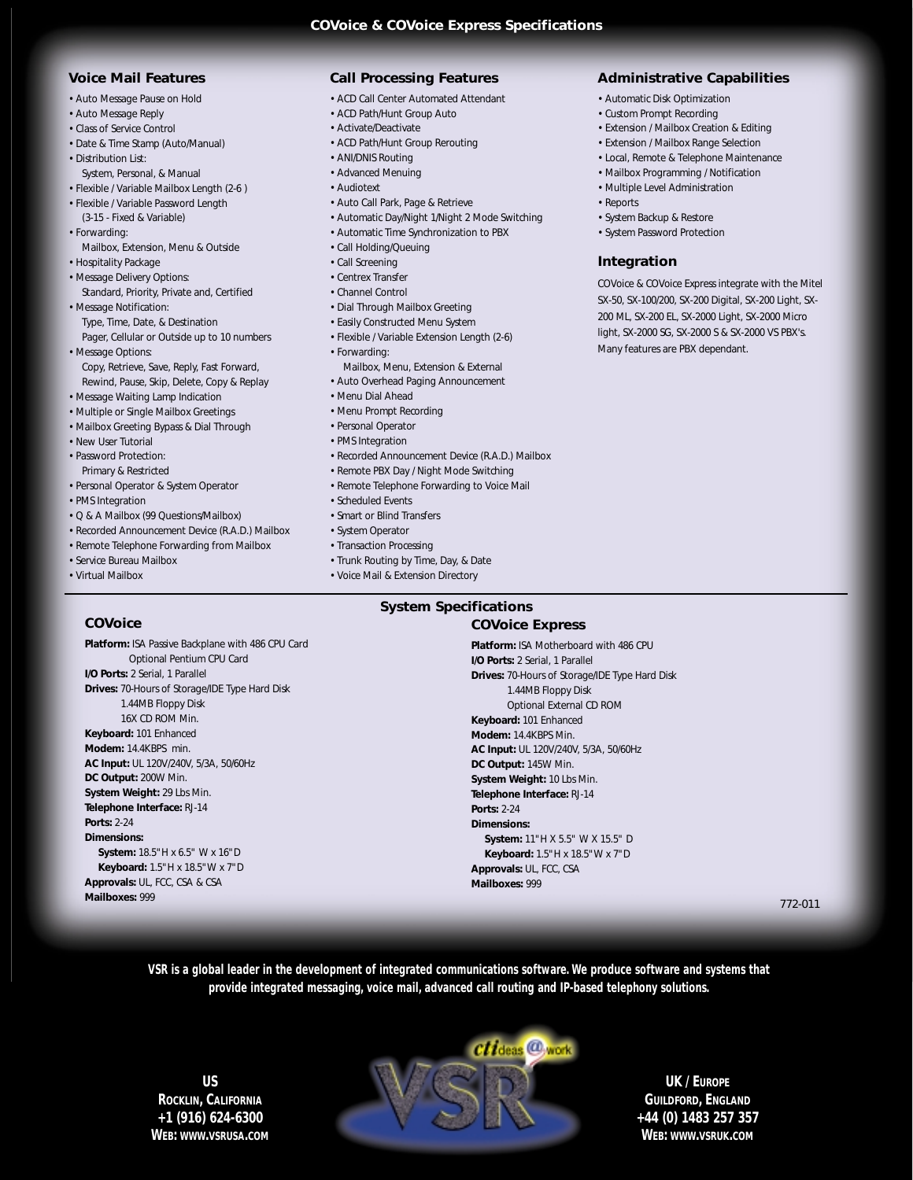# COVoice & COVoice Express Specifications

## Voice Mail Features

- Auto Message Pause on Hold
- Auto Message Reply
- Class of Service Control
- Date & Time Stamp (Auto/Manual)
- Distribution List:
  System, Personal, & Manual
- Flexible / Variable Mailbox Length (2-6 )
- Flexible / Variable Password Length
  (3-15 - Fixed & Variable)
- Forwarding:
  Mailbox, Extension, Menu & Outside
- Hospitality Package
- Message Delivery Options:
  Standard, Priority, Private and, Certified
- Message Notification:
  Type, Time, Date, & Destination
  Pager, Cellular or Outside up to 10 numbers
- Message Options:
  Copy, Retrieve, Save, Reply, Fast Forward,
  Rewind, Pause, Skip, Delete, Copy & Replay
- Message Waiting Lamp Indication
- Multiple or Single Mailbox Greetings
- Mailbox Greeting Bypass & Dial Through
- New User Tutorial
- Password Protection:
  Primary & Restricted
- Personal Operator & System Operator
- PMS Integration
- Q & A Mailbox (99 Questions/Mailbox)
- Recorded Announcement Device (R.A.D.) Mailbox
- Remote Telephone Forwarding from Mailbox
- Service Bureau Mailbox
- Virtual Mailbox

## Call Processing Features

- ACD Call Center Automated Attendant
- ACD Path/Hunt Group Auto
- Activate/Deactivate
- ACD Path/Hunt Group Rerouting
- ANI/DNIS Routing
- Advanced Menuing
- Audiotext
- Auto Call Park, Page & Retrieve
- Automatic Day/Night 1/Night 2 Mode Switching
- Automatic Time Synchronization to PBX
- Call Holding/Queuing
- Call Screening
- Centrex Transfer
- Channel Control
- Dial Through Mailbox Greeting
- Easily Constructed Menu System
- Flexible / Variable Extension Length (2-6)
- Forwarding:
  Mailbox, Menu, Extension & External
- Auto Overhead Paging Announcement
- Menu Dial Ahead
- Menu Prompt Recording
- Personal Operator
- PMS Integration
- Recorded Announcement Device (R.A.D.) Mailbox
- Remote PBX Day / Night Mode Switching
- Remote Telephone Forwarding to Voice Mail
- Scheduled Events
- Smart or Blind Transfers
- System Operator
- Transaction Processing
- Trunk Routing by Time, Day, & Date
- Voice Mail & Extension Directory

## Administrative Capabilities

- Automatic Disk Optimization
- Custom Prompt Recording
- Extension / Mailbox Creation & Editing
- Extension / Mailbox Range Selection
- Local, Remote & Telephone Maintenance
- Mailbox Programming / Notification
- Multiple Level Administration
- Reports
- System Backup & Restore
- System Password Protection

## Integration

COVoice & COVoice Express integrate with the Mitel SX-50, SX-100/200, SX-200 Digital, SX-200 Light, SX-200 ML, SX-200 EL, SX-2000 Light, SX-2000 Micro light, SX-2000 SG, SX-2000 S & SX-2000 VS PBX's. Many features are PBX dependant.

## System Specifications

### COVoice

**Platform:** ISA Passive Backplane with 486 CPU Card
Optional Pentium CPU Card
**I/O Ports:** 2 Serial, 1 Parallel
**Drives:** 70-Hours of Storage/IDE Type Hard Disk
1.44MB Floppy Disk
16X CD ROM Min.
**Keyboard:** 101 Enhanced
**Modem:** 14.4KBPS min.
**AC Input:** UL 120V/240V, 5/3A, 50/60Hz
**DC Output:** 200W Min.
**System Weight:** 29 Lbs Min.
**Telephone Interface:** RJ-14
**Ports:** 2-24
**Dimensions:**
**System:** 18.5"H x 6.5" W x 16"D
**Keyboard:** 1.5"H x 18.5"W x 7"D
**Approvals:** UL, FCC, CSA & CSA
**Mailboxes:** 999

### COVoice Express

**Platform:** ISA Motherboard with 486 CPU
**I/O Ports:** 2 Serial, 1 Parallel
**Drives:** 70-Hours of Storage/IDE Type Hard Disk
1.44MB Floppy Disk
Optional External CD ROM
**Keyboard:** 101 Enhanced
**Modem:** 14.4KBPS Min.
**AC Input:** UL 120V/240V, 5/3A, 50/60Hz
**DC Output:** 145W Min.
**System Weight:** 10 Lbs Min.
**Telephone Interface:** RJ-14
**Ports:** 2-24
**Dimensions:**
**System:** 11"H X 5.5" W X 15.5" D
**Keyboard:** 1.5"H x 18.5"W x 7"D
**Approvals:** UL, FCC, CSA
**Mailboxes:** 999

772-011

**VSR is a global leader in the development of integrated communications software. We produce software and systems that provide integrated messaging, voice mail, advanced call routing and IP-based telephony solutions.**

**US**
**ROCKLIN, CALIFORNIA**
**+1 (916) 624-6300**
**WEB: WWW.VSRUSA.COM**

ctideas @ work
VSR

**UK / EUROPE**
**GUILDFORD, ENGLAND**
**+44 (0) 1483 257 357**
**WEB: WWW.VSRUK.COM**